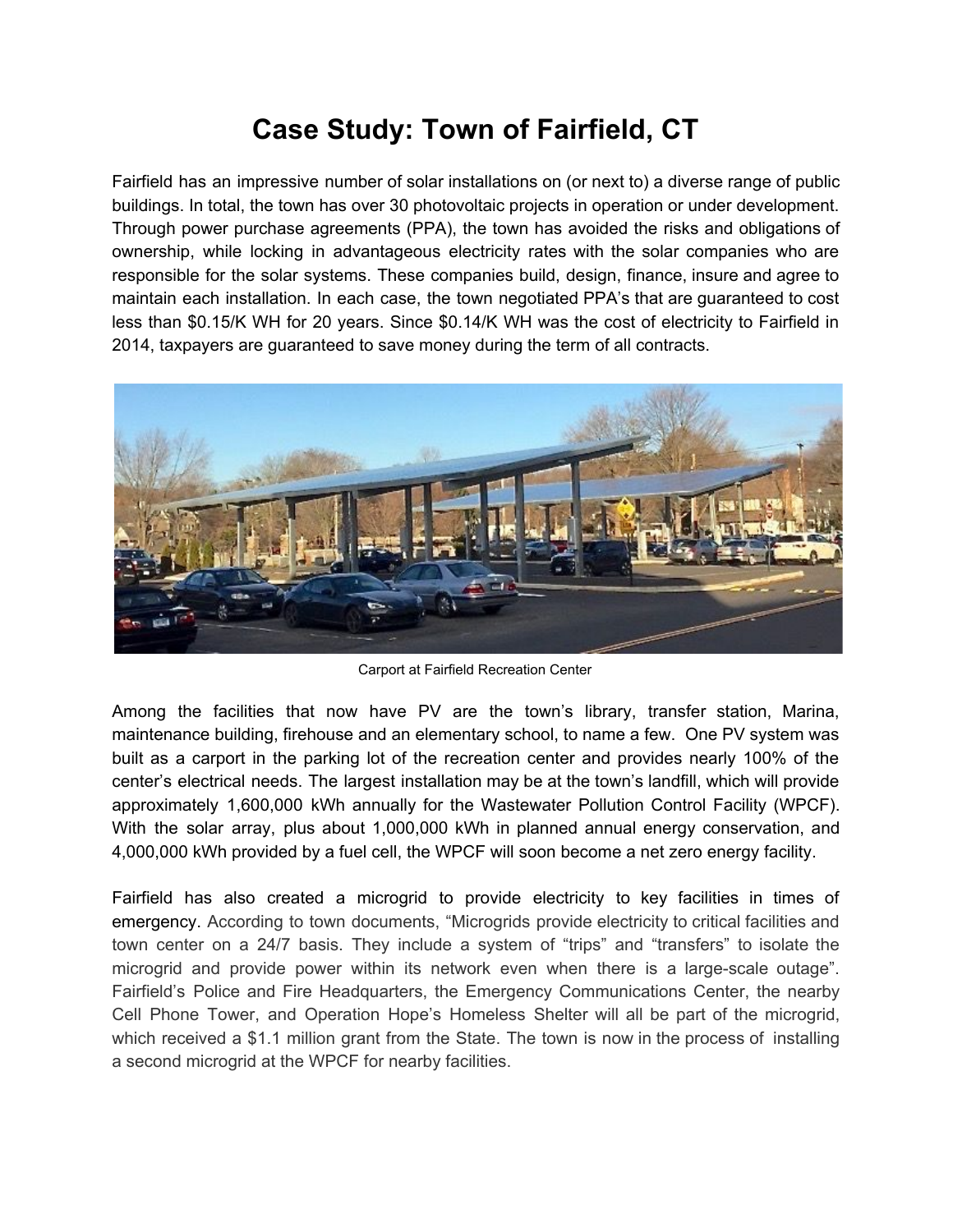# Case Study: Town of Fairfield, CT

Fairfield has an impressive number of solar installations on (or next to) a diverse range of public buildings. In total, the town has over 30 photovoltaic projects in operation or under development. Through power purchase agreements (PPA), the town has avoided the risks and obligations of ownership, while locking in advantageous electricity rates with the solar companies who are responsible for the solar systems. These companies build, design, finance, insure and agree to maintain each installation. In each case, the town negotiated PPA's that are guaranteed to cost less than $0.15/K WH for 20 years. Since $0.14/K WH was the cost of electricity to Fairfield in 2014, taxpayers are guaranteed to save money during the term of all contracts.

Carport at Fairfield Recreation Center

Among the facilities that now have PV are the town's library, transfer station, Marina, maintenance building, firehouse and an elementary school, to name a few. One PV system was built as a carport in the parking lot of the recreation center and provides nearly 100% of the center's electrical needs. The largest installation may be at the town's landfill, which will provide approximately 1,600,000 kWh annually for the Wastewater Pollution Control Facility (WPCF). With the solar array, plus about 1,000,000 kWh in planned annual energy conservation, and 4,000,000 kWh provided by a fuel cell, the WPCF will soon become a net zero energy facility.

Fairfield has also created a microgrid to provide electricity to key facilities in times of emergency. According to town documents, "Microgrids provide electricity to critical facilities and town center on a 24/7 basis. They include a system of "trips" and "transfers" to isolate the microgrid and provide power within its network even when there is a large-scale outage". Fairfield's Police and Fire Headquarters, the Emergency Communications Center, the nearby Cell Phone Tower, and Operation Hope's Homeless Shelter will all be part of the microgrid, which received a $1.1 million grant from the State. The town is now in the process of installing a second microgrid at the WPCF for nearby facilities.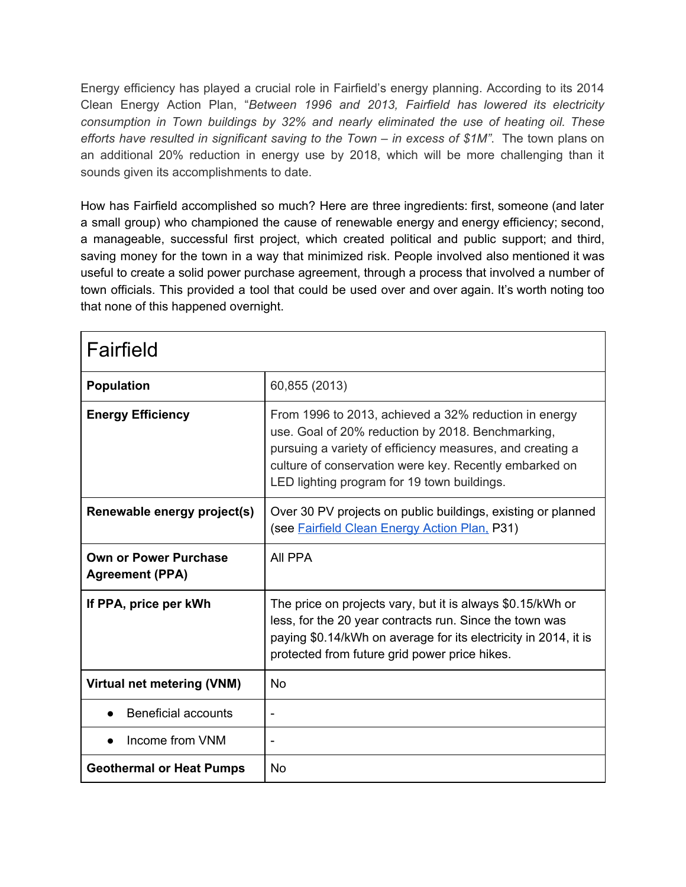Energy efficiency has played a crucial role in Fairfield's energy planning. According to its 2014 Clean Energy Action Plan, "*Between 1996 and 2013, Fairfield has lowered its electricity consumption in Town buildings by 32% and nearly eliminated the use of heating oil. These efforts have resulted in significant saving to the Town – in excess of $1M"*. The town plans on an additional 20% reduction in energy use by 2018, which will be more challenging than it sounds given its accomplishments to date.

How has Fairfield accomplished so much? Here are three ingredients: first, someone (and later a small group) who championed the cause of renewable energy and energy efficiency; second, a manageable, successful first project, which created political and public support; and third, saving money for the town in a way that minimized risk. People involved also mentioned it was useful to create a solid power purchase agreement, through a process that involved a number of town officials. This provided a tool that could be used over and over again. It's worth noting too that none of this happened overnight.

| Fairfield | |
|---|---|
| **Population** | 60,855 (2013) |
| **Energy Efficiency** | From 1996 to 2013, achieved a 32% reduction in energy use. Goal of 20% reduction by 2018. Benchmarking, pursuing a variety of efficiency measures, and creating a culture of conservation were key. Recently embarked on LED lighting program for 19 town buildings. |
| **Renewable energy project(s)** | Over 30 PV projects on public buildings, existing or planned (see [Fairfield Clean Energy Action Plan,]() P31) |
| **Own or Power Purchase Agreement (PPA)** | All PPA |
| **If PPA, price per kWh** | The price on projects vary, but it is always $0.15/kWh or less, for the 20 year contracts run. Since the town was paying $0.14/kWh on average for its electricity in 2014, it is protected from future grid power price hikes. |
| **Virtual net metering (VNM)** | No |
| • Beneficial accounts | - |
| • Income from VNM | - |
| **Geothermal or Heat Pumps** | No |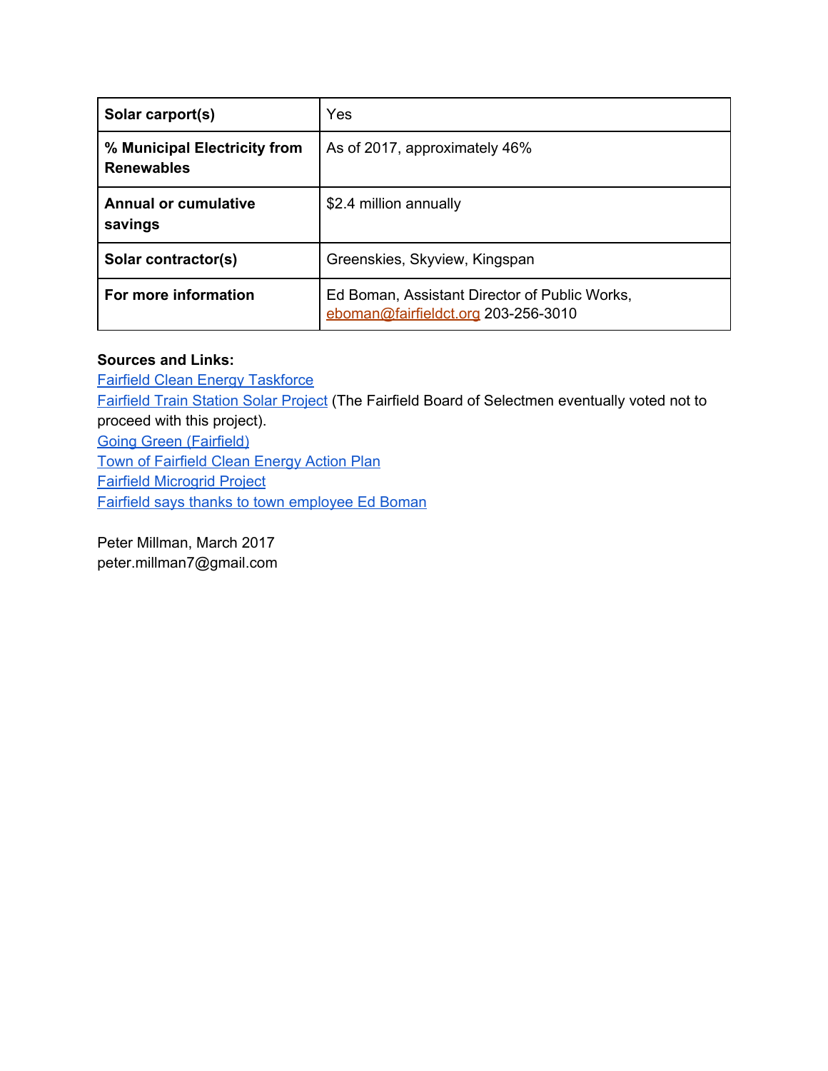| | |
|---|---|
| **Solar carport(s)** | Yes |
| **% Municipal Electricity from Renewables** | As of 2017, approximately 46% |
| **Annual or cumulative savings** | $2.4 million annually |
| **Solar contractor(s)** | Greenskies, Skyview, Kingspan |
| **For more information** | Ed Boman, Assistant Director of Public Works, eboman@fairfieldct.org 203-256-3010 |

**Sources and Links:**
Fairfield Clean Energy Taskforce
Fairfield Train Station Solar Project (The Fairfield Board of Selectmen eventually voted not to proceed with this project).
Going Green (Fairfield)
Town of Fairfield Clean Energy Action Plan
Fairfield Microgrid Project
Fairfield says thanks to town employee Ed Boman

Peter Millman, March 2017
peter.millman7@gmail.com